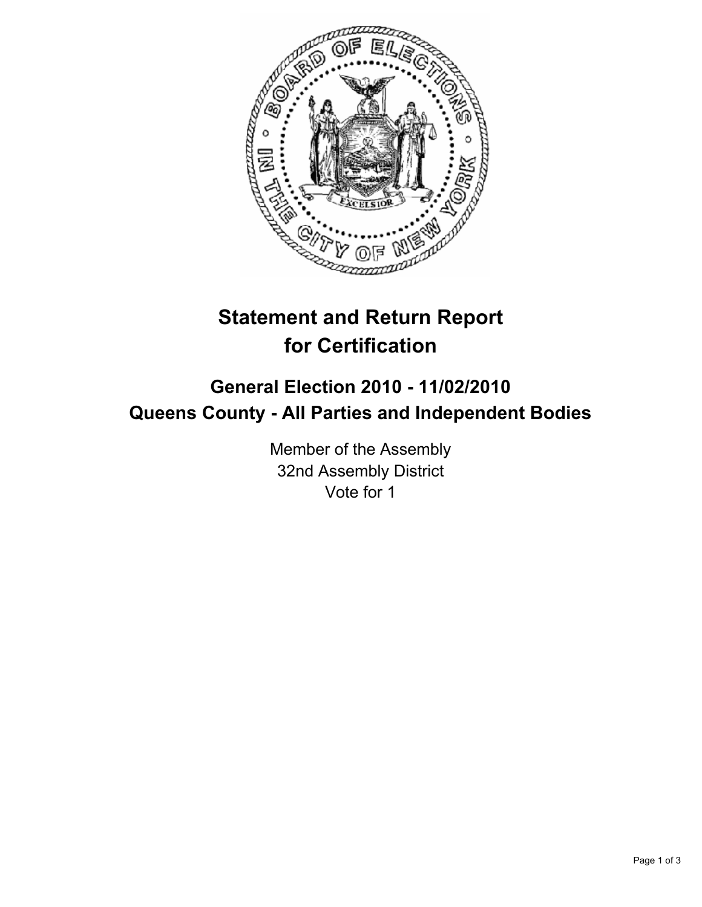# Statement and Return Report for Certification

## General Election 2010 - 11/02/2010
## Queens County - All Parties and Independent Bodies

Member of the Assembly
32nd Assembly District
Vote for 1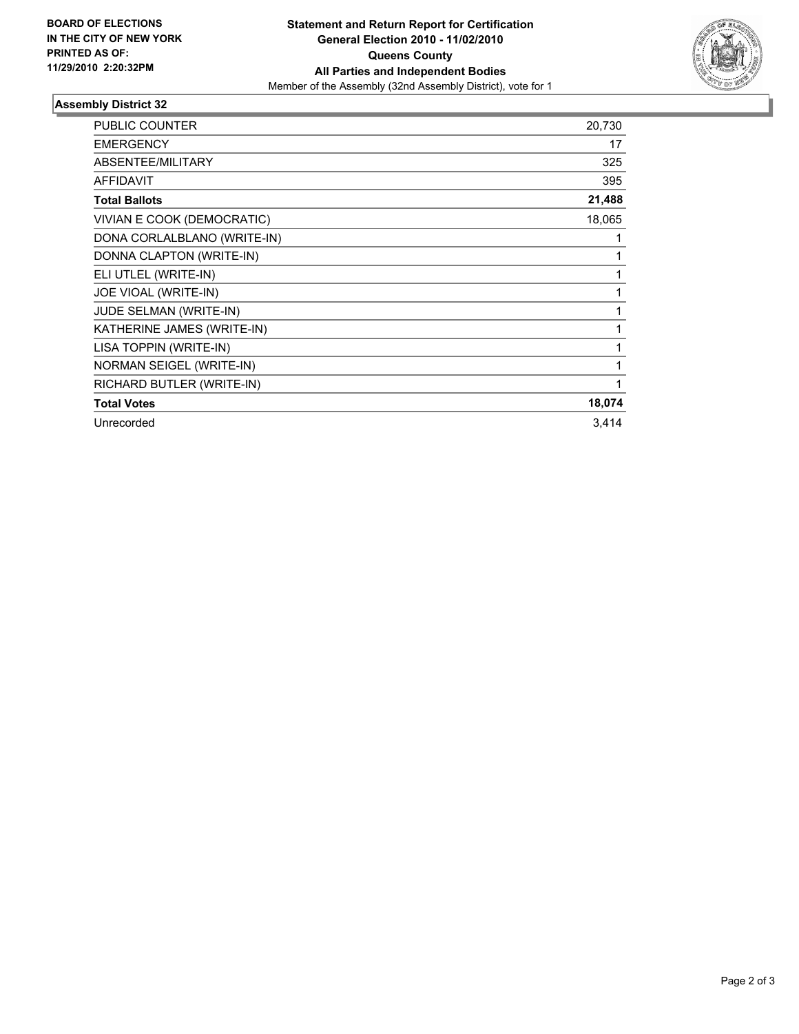**BOARD OF ELECTIONS IN THE CITY OF NEW YORK PRINTED AS OF: 11/29/2010 2:20:32PM**

**Statement and Return Report for Certification General Election 2010 - 11/02/2010 Queens County All Parties and Independent Bodies**

Member of the Assembly (32nd Assembly District), vote for 1

## Assembly District 32

| | |
|---|---|
| PUBLIC COUNTER | 20,730 |
| EMERGENCY | 17 |
| ABSENTEE/MILITARY | 325 |
| AFFIDAVIT | 395 |
| **Total Ballots** | **21,488** |
| VIVIAN E COOK (DEMOCRATIC) | 18,065 |
| DONA CORLALBLANO (WRITE-IN) | 1 |
| DONNA CLAPTON (WRITE-IN) | 1 |
| ELI UTLEL (WRITE-IN) | 1 |
| JOE VIOAL (WRITE-IN) | 1 |
| JUDE SELMAN (WRITE-IN) | 1 |
| KATHERINE JAMES (WRITE-IN) | 1 |
| LISA TOPPIN (WRITE-IN) | 1 |
| NORMAN SEIGEL (WRITE-IN) | 1 |
| RICHARD BUTLER (WRITE-IN) | 1 |
| **Total Votes** | **18,074** |
| Unrecorded | 3,414 |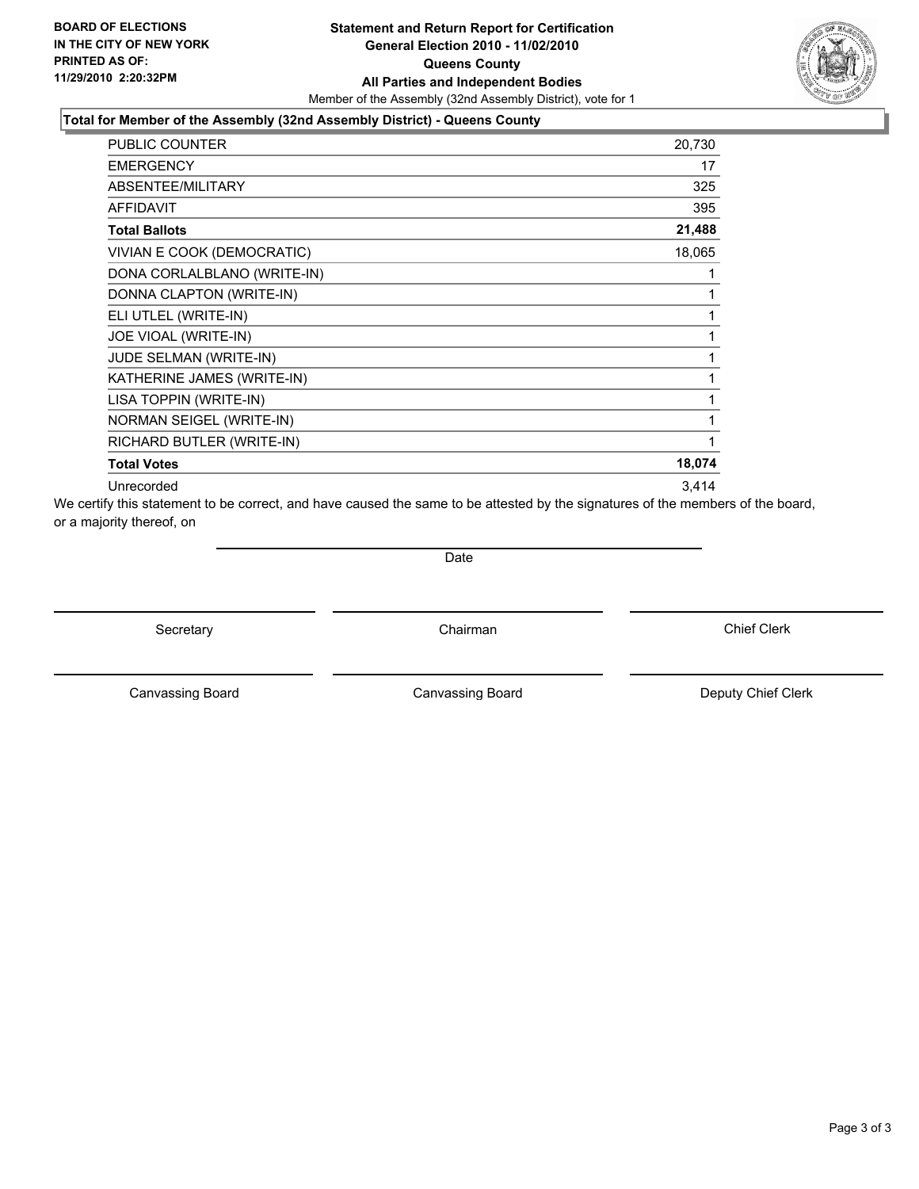**BOARD OF ELECTIONS IN THE CITY OF NEW YORK PRINTED AS OF: 11/29/2010 2:20:32PM**

**Statement and Return Report for Certification**
**General Election 2010 - 11/02/2010**
**Queens County**
**All Parties and Independent Bodies**
Member of the Assembly (32nd Assembly District), vote for 1

**Total for Member of the Assembly (32nd Assembly District) - Queens County**

| | |
|---|---|
| PUBLIC COUNTER | 20,730 |
| EMERGENCY | 17 |
| ABSENTEE/MILITARY | 325 |
| AFFIDAVIT | 395 |
| **Total Ballots** | **21,488** |
| VIVIAN E COOK (DEMOCRATIC) | 18,065 |
| DONA CORLALBLANO (WRITE-IN) | 1 |
| DONNA CLAPTON (WRITE-IN) | 1 |
| ELI UTLEL (WRITE-IN) | 1 |
| JOE VIOAL (WRITE-IN) | 1 |
| JUDE SELMAN (WRITE-IN) | 1 |
| KATHERINE JAMES (WRITE-IN) | 1 |
| LISA TOPPIN (WRITE-IN) | 1 |
| NORMAN SEIGEL (WRITE-IN) | 1 |
| RICHARD BUTLER (WRITE-IN) | 1 |
| **Total Votes** | **18,074** |
| Unrecorded | 3,414 |

We certify this statement to be correct, and have caused the same to be attested by the signatures of the members of the board, or a majority thereof, on

Date

Secretary

Chairman

Chief Clerk

Canvassing Board

Canvassing Board

Deputy Chief Clerk